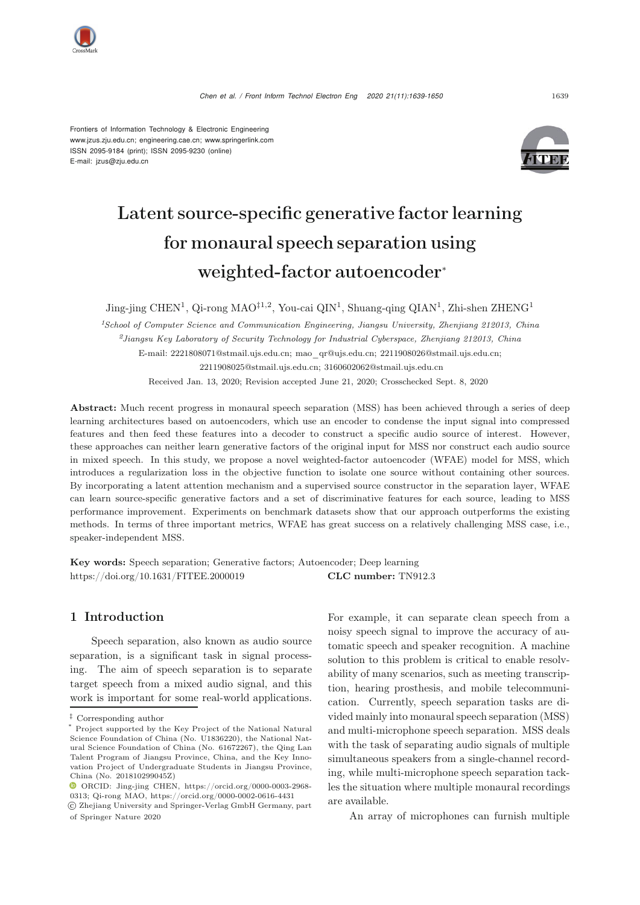Frontiers of Information Technology & Electronic Engineering
www.jzus.zju.edu.cn; engineering.cae.cn; www.springerlink.com
ISSN 2095-9184 (print); ISSN 2095-9230 (online)
E-mail: jzus@zju.edu.cn

# Latent source-specific generative factor learning for monaural speech separation using weighted-factor autoencoder*

Jing-jing CHEN[1], Qi-rong MAO[‡1,2], You-cai QIN[1], Shuang-qing QIAN[1], Zhi-shen ZHENG[1]

[1]*School of Computer Science and Communication Engineering, Jiangsu University, Zhenjiang 212013, China*

[2]*Jiangsu Key Laboratory of Security Technology for Industrial Cyberspace, Zhenjiang 212013, China*

E-mail: 2221808071@stmail.ujs.edu.cn; mao_qr@ujs.edu.cn; 2211908026@stmail.ujs.edu.cn; 2211908025@stmail.ujs.edu.cn; 3160602062@stmail.ujs.edu.cn

Received Jan. 13, 2020; Revision accepted June 21, 2020; Crosschecked Sept. 8, 2020

**Abstract:** Much recent progress in monaural speech separation (MSS) has been achieved through a series of deep learning architectures based on autoencoders, which use an encoder to condense the input signal into compressed features and then feed these features into a decoder to construct a specific audio source of interest. However, these approaches can neither learn generative factors of the original input for MSS nor construct each audio source in mixed speech. In this study, we propose a novel weighted-factor autoencoder (WFAE) model for MSS, which introduces a regularization loss in the objective function to isolate one source without containing other sources. By incorporating a latent attention mechanism and a supervised source constructor in the separation layer, WFAE can learn source-specific generative factors and a set of discriminative features for each source, leading to MSS performance improvement. Experiments on benchmark datasets show that our approach outperforms the existing methods. In terms of three important metrics, WFAE has great success on a relatively challenging MSS case, i.e., speaker-independent MSS.

**Key words:** Speech separation; Generative factors; Autoencoder; Deep learning
https://doi.org/10.1631/FITEE.2000019 **CLC number:** TN912.3

## 1 Introduction

Speech separation, also known as audio source separation, is a significant task in signal processing. The aim of speech separation is to separate target speech from a mixed audio signal, and this work is important for some real-world applications. For example, it can separate clean speech from a noisy speech signal to improve the accuracy of automatic speech and speaker recognition. A machine solution to this problem is critical to enable resolvability of many scenarios, such as meeting transcription, hearing prosthesis, and mobile telecommunication. Currently, speech separation tasks are divided mainly into monaural speech separation (MSS) and multi-microphone speech separation. MSS deals with the task of separating audio signals of multiple simultaneous speakers from a single-channel recording, while multi-microphone speech separation tackles the situation where multiple monaural recordings are available.

An array of microphones can furnish multiple

---

‡ Corresponding author

\* Project supported by the Key Project of the National Natural Science Foundation of China (No. U1836220), the National Natural Science Foundation of China (No. 61672267), the Qing Lan Talent Program of Jiangsu Province, China, and the Key Innovation Project of Undergraduate Students in Jiangsu Province, China (No. 201810299045Z)

ORCID: Jing-jing CHEN, https://orcid.org/0000-0003-2968-0313; Qi-rong MAO, https://orcid.org/0000-0002-0616-4431

© Zhejiang University and Springer-Verlag GmbH Germany, part of Springer Nature 2020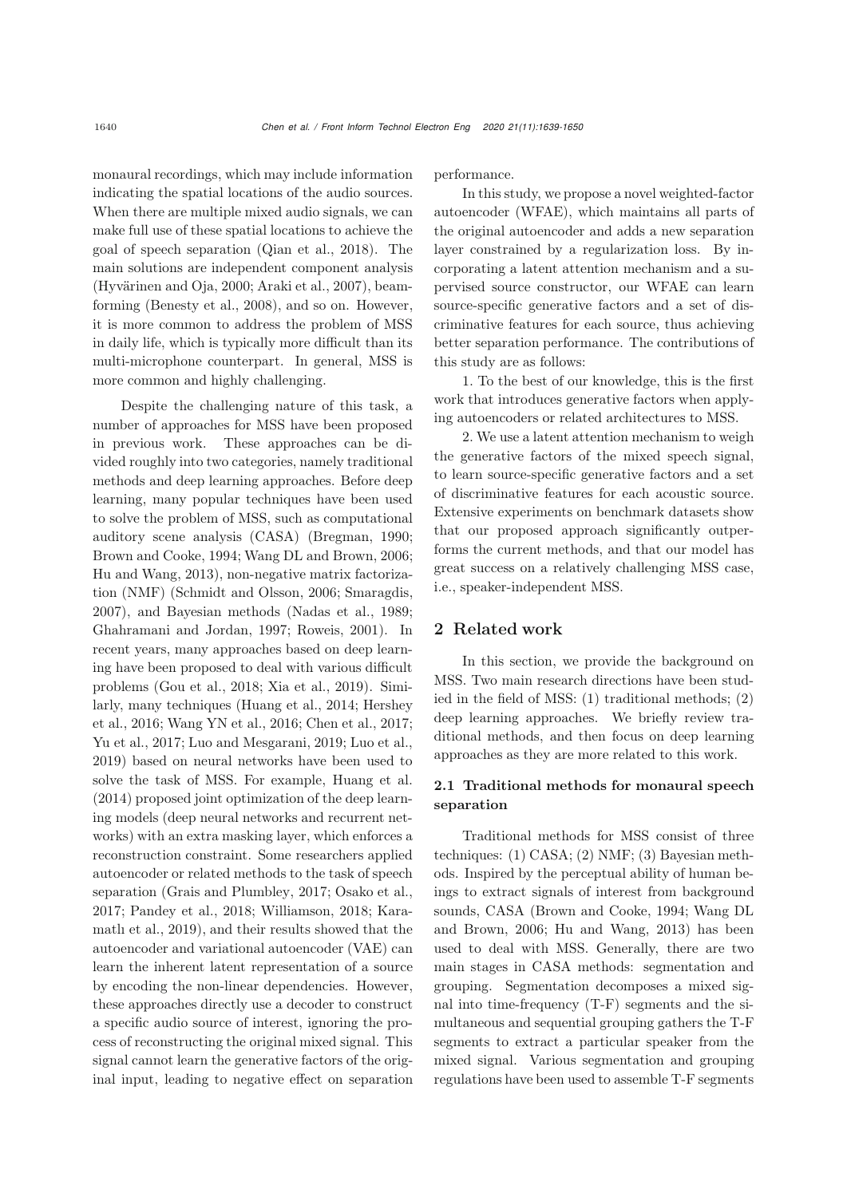monaural recordings, which may include information indicating the spatial locations of the audio sources. When there are multiple mixed audio signals, we can make full use of these spatial locations to achieve the goal of speech separation (Qian et al., 2018). The main solutions are independent component analysis (Hyvärinen and Oja, 2000; Araki et al., 2007), beamforming (Benesty et al., 2008), and so on. However, it is more common to address the problem of MSS in daily life, which is typically more difficult than its multi-microphone counterpart. In general, MSS is more common and highly challenging.

Despite the challenging nature of this task, a number of approaches for MSS have been proposed in previous work. These approaches can be divided roughly into two categories, namely traditional methods and deep learning approaches. Before deep learning, many popular techniques have been used to solve the problem of MSS, such as computational auditory scene analysis (CASA) (Bregman, 1990; Brown and Cooke, 1994; Wang DL and Brown, 2006; Hu and Wang, 2013), non-negative matrix factorization (NMF) (Schmidt and Olsson, 2006; Smaragdis, 2007), and Bayesian methods (Nadas et al., 1989; Ghahramani and Jordan, 1997; Roweis, 2001). In recent years, many approaches based on deep learning have been proposed to deal with various difficult problems (Gou et al., 2018; Xia et al., 2019). Similarly, many techniques (Huang et al., 2014; Hershey et al., 2016; Wang YN et al., 2016; Chen et al., 2017; Yu et al., 2017; Luo and Mesgarani, 2019; Luo et al., 2019) based on neural networks have been used to solve the task of MSS. For example, Huang et al. (2014) proposed joint optimization of the deep learning models (deep neural networks and recurrent networks) with an extra masking layer, which enforces a reconstruction constraint. Some researchers applied autoencoder or related methods to the task of speech separation (Grais and Plumbley, 2017; Osako et al., 2017; Pandey et al., 2018; Williamson, 2018; Karamatlı et al., 2019), and their results showed that the autoencoder and variational autoencoder (VAE) can learn the inherent latent representation of a source by encoding the non-linear dependencies. However, these approaches directly use a decoder to construct a specific audio source of interest, ignoring the process of reconstructing the original mixed signal. This signal cannot learn the generative factors of the original input, leading to negative effect on separation performance.

In this study, we propose a novel weighted-factor autoencoder (WFAE), which maintains all parts of the original autoencoder and adds a new separation layer constrained by a regularization loss. By incorporating a latent attention mechanism and a supervised source constructor, our WFAE can learn source-specific generative factors and a set of discriminative features for each source, thus achieving better separation performance. The contributions of this study are as follows:

1. To the best of our knowledge, this is the first work that introduces generative factors when applying autoencoders or related architectures to MSS.

2. We use a latent attention mechanism to weigh the generative factors of the mixed speech signal, to learn source-specific generative factors and a set of discriminative features for each acoustic source. Extensive experiments on benchmark datasets show that our proposed approach significantly outperforms the current methods, and that our model has great success on a relatively challenging MSS case, i.e., speaker-independent MSS.

## 2 Related work

In this section, we provide the background on MSS. Two main research directions have been studied in the field of MSS: (1) traditional methods; (2) deep learning approaches. We briefly review traditional methods, and then focus on deep learning approaches as they are more related to this work.

### 2.1 Traditional methods for monaural speech separation

Traditional methods for MSS consist of three techniques: (1) CASA; (2) NMF; (3) Bayesian methods. Inspired by the perceptual ability of human beings to extract signals of interest from background sounds, CASA (Brown and Cooke, 1994; Wang DL and Brown, 2006; Hu and Wang, 2013) has been used to deal with MSS. Generally, there are two main stages in CASA methods: segmentation and grouping. Segmentation decomposes a mixed signal into time-frequency (T-F) segments and the simultaneous and sequential grouping gathers the T-F segments to extract a particular speaker from the mixed signal. Various segmentation and grouping regulations have been used to assemble T-F segments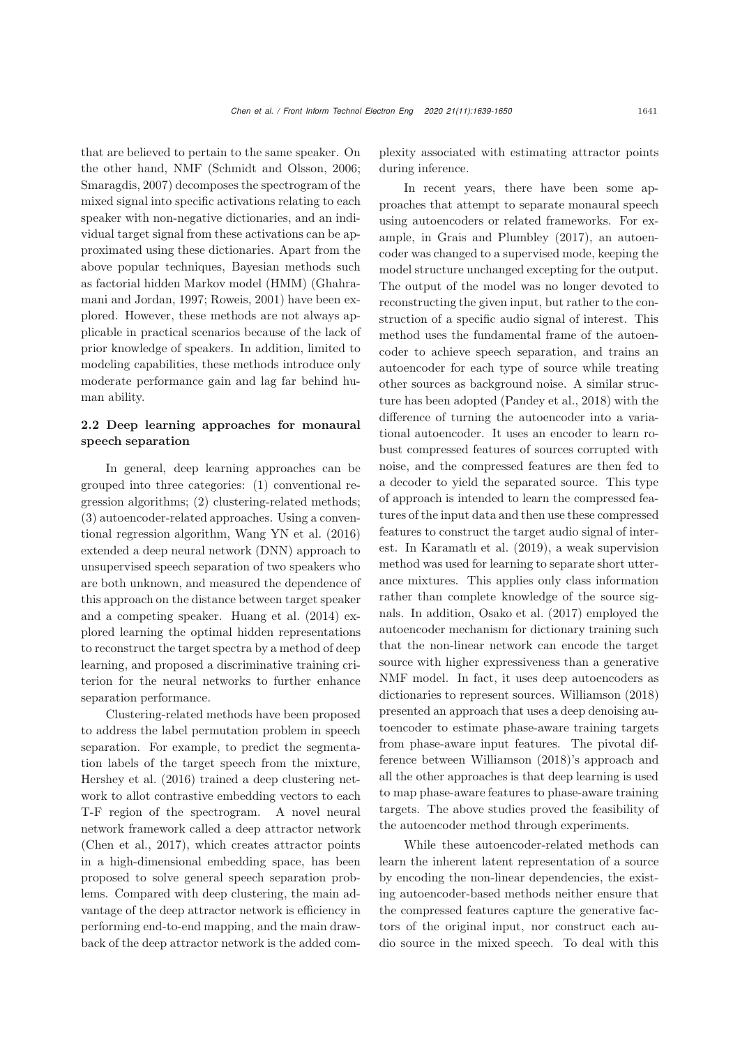that are believed to pertain to the same speaker. On the other hand, NMF (Schmidt and Olsson, 2006; Smaragdis, 2007) decomposes the spectrogram of the mixed signal into specific activations relating to each speaker with non-negative dictionaries, and an individual target signal from these activations can be approximated using these dictionaries. Apart from the above popular techniques, Bayesian methods such as factorial hidden Markov model (HMM) (Ghahramani and Jordan, 1997; Roweis, 2001) have been explored. However, these methods are not always applicable in practical scenarios because of the lack of prior knowledge of speakers. In addition, limited to modeling capabilities, these methods introduce only moderate performance gain and lag far behind human ability.

### 2.2 Deep learning approaches for monaural speech separation

In general, deep learning approaches can be grouped into three categories: (1) conventional regression algorithms; (2) clustering-related methods; (3) autoencoder-related approaches. Using a conventional regression algorithm, Wang YN et al. (2016) extended a deep neural network (DNN) approach to unsupervised speech separation of two speakers who are both unknown, and measured the dependence of this approach on the distance between target speaker and a competing speaker. Huang et al. (2014) explored learning the optimal hidden representations to reconstruct the target spectra by a method of deep learning, and proposed a discriminative training criterion for the neural networks to further enhance separation performance.

Clustering-related methods have been proposed to address the label permutation problem in speech separation. For example, to predict the segmentation labels of the target speech from the mixture, Hershey et al. (2016) trained a deep clustering network to allot contrastive embedding vectors to each T-F region of the spectrogram. A novel neural network framework called a deep attractor network (Chen et al., 2017), which creates attractor points in a high-dimensional embedding space, has been proposed to solve general speech separation problems. Compared with deep clustering, the main advantage of the deep attractor network is efficiency in performing end-to-end mapping, and the main drawback of the deep attractor network is the added complexity associated with estimating attractor points during inference.

In recent years, there have been some approaches that attempt to separate monaural speech using autoencoders or related frameworks. For example, in Grais and Plumbley (2017), an autoencoder was changed to a supervised mode, keeping the model structure unchanged excepting for the output. The output of the model was no longer devoted to reconstructing the given input, but rather to the construction of a specific audio signal of interest. This method uses the fundamental frame of the autoencoder to achieve speech separation, and trains an autoencoder for each type of source while treating other sources as background noise. A similar structure has been adopted (Pandey et al., 2018) with the difference of turning the autoencoder into a variational autoencoder. It uses an encoder to learn robust compressed features of sources corrupted with noise, and the compressed features are then fed to a decoder to yield the separated source. This type of approach is intended to learn the compressed features of the input data and then use these compressed features to construct the target audio signal of interest. In Karamatlı et al. (2019), a weak supervision method was used for learning to separate short utterance mixtures. This applies only class information rather than complete knowledge of the source signals. In addition, Osako et al. (2017) employed the autoencoder mechanism for dictionary training such that the non-linear network can encode the target source with higher expressiveness than a generative NMF model. In fact, it uses deep autoencoders as dictionaries to represent sources. Williamson (2018) presented an approach that uses a deep denoising autoencoder to estimate phase-aware training targets from phase-aware input features. The pivotal difference between Williamson (2018)'s approach and all the other approaches is that deep learning is used to map phase-aware features to phase-aware training targets. The above studies proved the feasibility of the autoencoder method through experiments.

While these autoencoder-related methods can learn the inherent latent representation of a source by encoding the non-linear dependencies, the existing autoencoder-based methods neither ensure that the compressed features capture the generative factors of the original input, nor construct each audio source in the mixed speech. To deal with this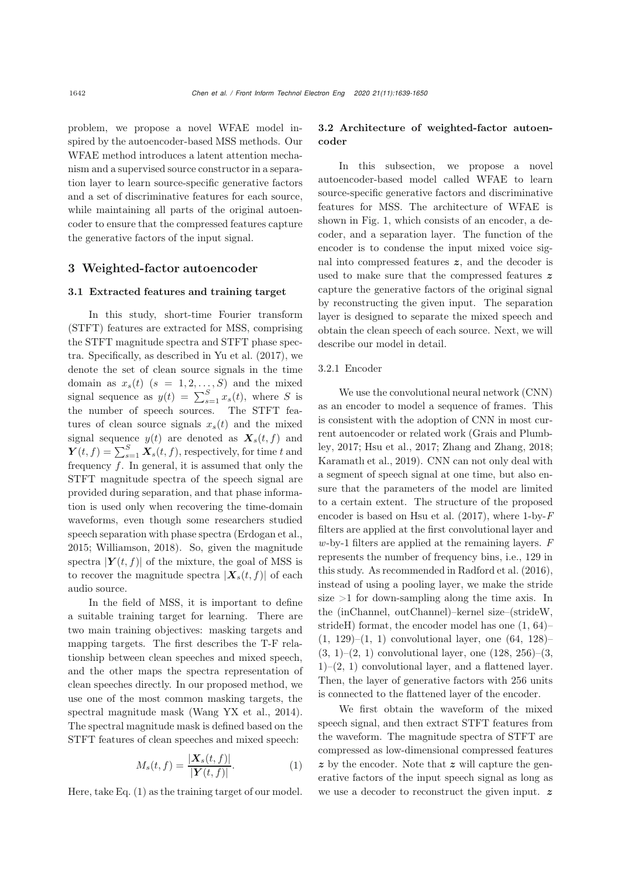problem, we propose a novel WFAE model inspired by the autoencoder-based MSS methods. Our WFAE method introduces a latent attention mechanism and a supervised source constructor in a separation layer to learn source-specific generative factors and a set of discriminative features for each source, while maintaining all parts of the original autoencoder to ensure that the compressed features capture the generative factors of the input signal.

## 3 Weighted-factor autoencoder

### 3.1 Extracted features and training target

In this study, short-time Fourier transform (STFT) features are extracted for MSS, comprising the STFT magnitude spectra and STFT phase spectra. Specifically, as described in Yu et al. (2017), we denote the set of clean source signals in the time domain as $x_s(t)$ $(s = 1, 2, \ldots, S)$ and the mixed signal sequence as $y(t) = \sum_{s=1}^{S} x_s(t)$, where $S$ is the number of speech sources. The STFT features of clean source signals $x_s(t)$ and the mixed signal sequence $y(t)$ are denoted as $\boldsymbol{X}_s(t, f)$ and $\boldsymbol{Y}(t, f) = \sum_{s=1}^{S} \boldsymbol{X}_s(t, f)$, respectively, for time $t$ and frequency $f$. In general, it is assumed that only the STFT magnitude spectra of the speech signal are provided during separation, and that phase information is used only when recovering the time-domain waveforms, even though some researchers studied speech separation with phase spectra (Erdogan et al., 2015; Williamson, 2018). So, given the magnitude spectra $|\boldsymbol{Y}(t, f)|$ of the mixture, the goal of MSS is to recover the magnitude spectra $|\boldsymbol{X}_s(t, f)|$ of each audio source.

In the field of MSS, it is important to define a suitable training target for learning. There are two main training objectives: masking targets and mapping targets. The first describes the T-F relationship between clean speeches and mixed speech, and the other maps the spectra representation of clean speeches directly. In our proposed method, we use one of the most common masking targets, the spectral magnitude mask (Wang YX et al., 2014). The spectral magnitude mask is defined based on the STFT features of clean speeches and mixed speech:

$$M_s(t, f) = \frac{|\boldsymbol{X}_s(t, f)|}{|\boldsymbol{Y}(t, f)|}. \tag{1}$$

Here, take Eq. (1) as the training target of our model.

### 3.2 Architecture of weighted-factor autoencoder

In this subsection, we propose a novel autoencoder-based model called WFAE to learn source-specific generative factors and discriminative features for MSS. The architecture of WFAE is shown in Fig. 1, which consists of an encoder, a decoder, and a separation layer. The function of the encoder is to condense the input mixed voice signal into compressed features $\boldsymbol{z}$, and the decoder is used to make sure that the compressed features $\boldsymbol{z}$ capture the generative factors of the original signal by reconstructing the given input. The separation layer is designed to separate the mixed speech and obtain the clean speech of each source. Next, we will describe our model in detail.

#### 3.2.1 Encoder

We use the convolutional neural network (CNN) as an encoder to model a sequence of frames. This is consistent with the adoption of CNN in most current autoencoder or related work (Grais and Plumbley, 2017; Hsu et al., 2017; Zhang and Zhang, 2018; Karamath et al., 2019). CNN can not only deal with a segment of speech signal at one time, but also ensure that the parameters of the model are limited to a certain extent. The structure of the proposed encoder is based on Hsu et al. (2017), where 1-by-$F$ filters are applied at the first convolutional layer and $w$-by-1 filters are applied at the remaining layers. $F$ represents the number of frequency bins, i.e., 129 in this study. As recommended in Radford et al. (2016), instead of using a pooling layer, we make the stride size >1 for down-sampling along the time axis. In the (inChannel, outChannel)–kernel size–(strideW, strideH) format, the encoder model has one (1, 64)–(1, 129)–(1, 1) convolutional layer, one (64, 128)–(3, 1)–(2, 1) convolutional layer, one (128, 256)–(3, 1)–(2, 1) convolutional layer, and a flattened layer. Then, the layer of generative factors with 256 units is connected to the flattened layer of the encoder.

We first obtain the waveform of the mixed speech signal, and then extract STFT features from the waveform. The magnitude spectra of STFT are compressed as low-dimensional compressed features $\boldsymbol{z}$ by the encoder. Note that $\boldsymbol{z}$ will capture the generative factors of the input speech signal as long as we use a decoder to reconstruct the given input. $\boldsymbol{z}$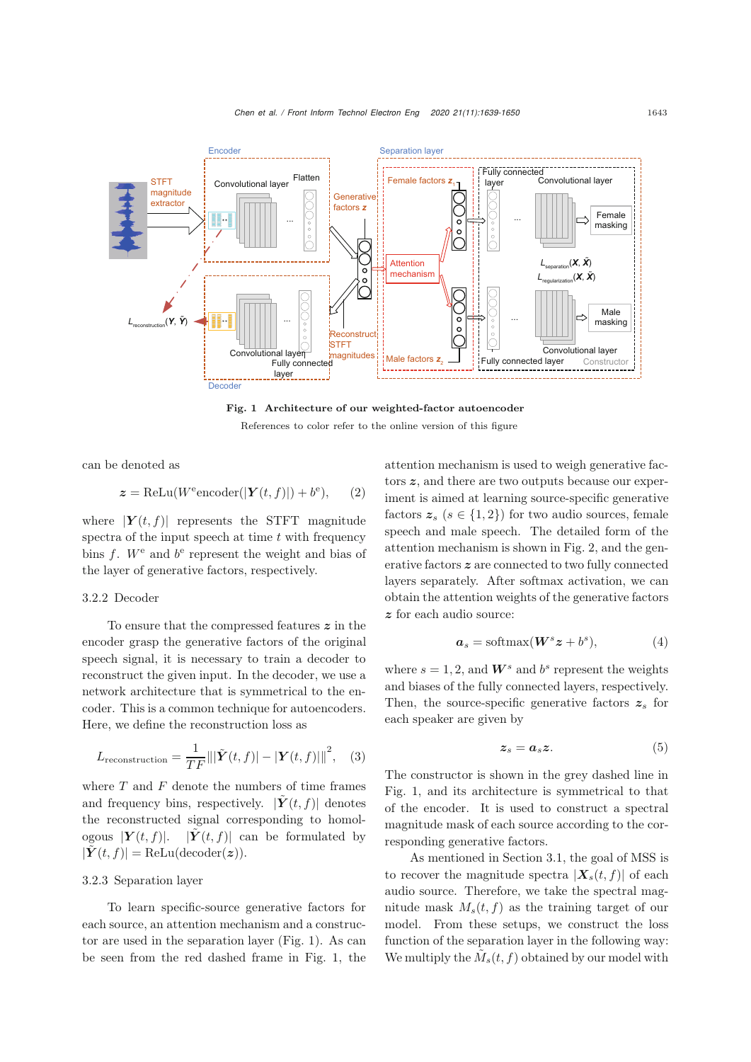Fig. 1 Architecture of our weighted-factor autoencoder

References to color refer to the online version of this figure

can be denoted as

$$\boldsymbol{z} = \text{ReLu}(W^{\text{e}}\text{encoder}(|\boldsymbol{Y}(t,f)|) + b^{\text{e}}), \quad (2)$$

where $|\boldsymbol{Y}(t,f)|$ represents the STFT magnitude spectra of the input speech at time $t$ with frequency bins $f$. $W^{\text{e}}$ and $b^{\text{e}}$ represent the weight and bias of the layer of generative factors, respectively.

### 3.2.2 Decoder

To ensure that the compressed features $\boldsymbol{z}$ in the encoder grasp the generative factors of the original speech signal, it is necessary to train a decoder to reconstruct the given input. In the decoder, we use a network architecture that is symmetrical to the encoder. This is a common technique for autoencoders. Here, we define the reconstruction loss as

$$L_{\text{reconstruction}} = \frac{1}{TF}\left\| |\tilde{\boldsymbol{Y}}(t,f)| - |\boldsymbol{Y}(t,f)| \right\|^2, \quad (3)$$

where $T$ and $F$ denote the numbers of time frames and frequency bins, respectively. $|\tilde{\boldsymbol{Y}}(t,f)|$ denotes the reconstructed signal corresponding to homologous $|\boldsymbol{Y}(t,f)|$. $|\tilde{\boldsymbol{Y}}(t,f)|$ can be formulated by $|\tilde{\boldsymbol{Y}}(t,f)| = \text{ReLu}(\text{decoder}(\boldsymbol{z}))$.

### 3.2.3 Separation layer

To learn specific-source generative factors for each source, an attention mechanism and a constructor are used in the separation layer (Fig. 1). As can be seen from the red dashed frame in Fig. 1, the attention mechanism is used to weigh generative factors $\boldsymbol{z}$, and there are two outputs because our experiment is aimed at learning source-specific generative factors $\boldsymbol{z}_s$ $(s \in \{1,2\})$ for two audio sources, female speech and male speech. The detailed form of the attention mechanism is shown in Fig. 2, and the generative factors $\boldsymbol{z}$ are connected to two fully connected layers separately. After softmax activation, we can obtain the attention weights of the generative factors $\boldsymbol{z}$ for each audio source:

$$\boldsymbol{a}_s = \text{softmax}(\boldsymbol{W}^s\boldsymbol{z} + b^s), \quad (4)$$

where $s = 1, 2$, and $\boldsymbol{W}^s$ and $b^s$ represent the weights and biases of the fully connected layers, respectively. Then, the source-specific generative factors $\boldsymbol{z}_s$ for each speaker are given by

$$\boldsymbol{z}_s = \boldsymbol{a}_s\boldsymbol{z}. \quad (5)$$

The constructor is shown in the grey dashed line in Fig. 1, and its architecture is symmetrical to that of the encoder. It is used to construct a spectral magnitude mask of each source according to the corresponding generative factors.

As mentioned in Section 3.1, the goal of MSS is to recover the magnitude spectra $|\boldsymbol{X}_s(t,f)|$ of each audio source. Therefore, we take the spectral magnitude mask $M_s(t,f)$ as the training target of our model. From these setups, we construct the loss function of the separation layer in the following way: We multiply the $\tilde{M}_s(t,f)$ obtained by our model with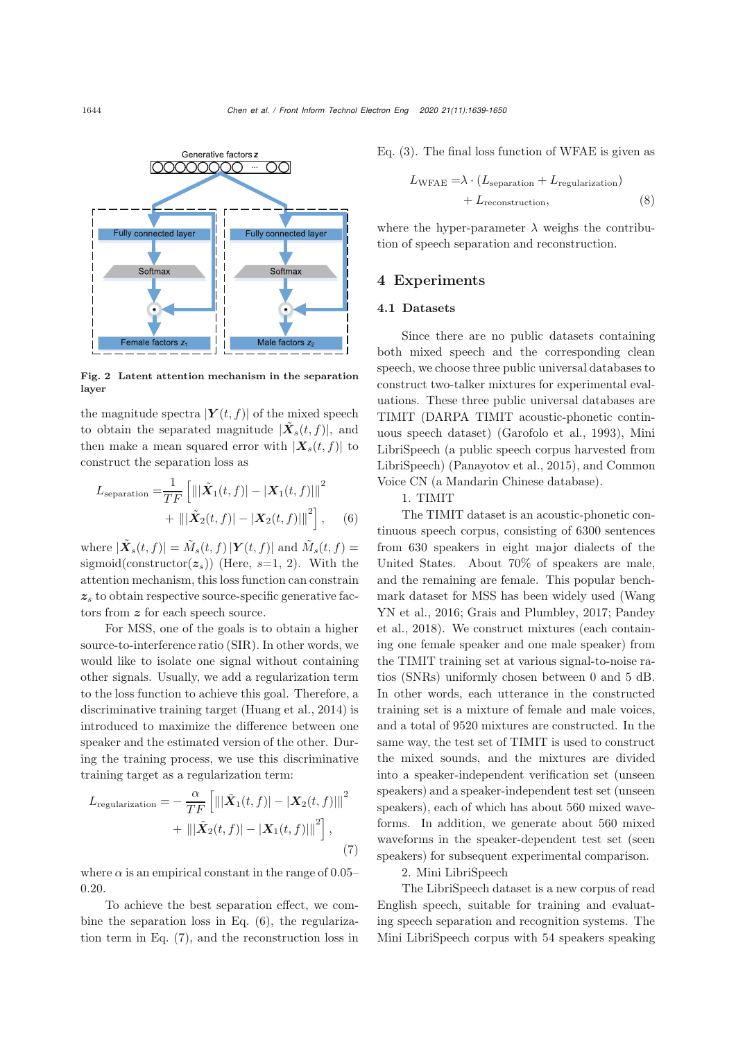Fig. 2 Latent attention mechanism in the separation layer

the magnitude spectra $|\boldsymbol{Y}(t,f)|$ of the mixed speech to obtain the separated magnitude $|\tilde{\boldsymbol{X}}_s(t,f)|$, and then make a mean squared error with $|\boldsymbol{X}_s(t,f)|$ to construct the separation loss as

$$L_{\text{separation}} = \frac{1}{TF}\left[\||\tilde{\boldsymbol{X}}_1(t,f)| - |\boldsymbol{X}_1(t,f)|\|^2 + \||\tilde{\boldsymbol{X}}_2(t,f)| - |\boldsymbol{X}_2(t,f)|\|^2\right], \quad (6)$$

where $|\tilde{\boldsymbol{X}}_s(t,f)| = \tilde{M}_s(t,f)\,|\boldsymbol{Y}(t,f)|$ and $\tilde{M}_s(t,f) = \text{sigmoid}(\text{constructor}(\boldsymbol{z}_s))$ (Here, $s$=1, 2). With the attention mechanism, this loss function can constrain $\boldsymbol{z}_s$ to obtain respective source-specific generative factors from $\boldsymbol{z}$ for each speech source.

For MSS, one of the goals is to obtain a higher source-to-interference ratio (SIR). In other words, we would like to isolate one signal without containing other signals. Usually, we add a regularization term to the loss function to achieve this goal. Therefore, a discriminative training target (Huang et al., 2014) is introduced to maximize the difference between one speaker and the estimated version of the other. During the training process, we use this discriminative training target as a regularization term:

$$L_{\text{regularization}} = -\frac{\alpha}{TF}\left[\||\tilde{\boldsymbol{X}}_1(t,f)| - |\boldsymbol{X}_2(t,f)|\|^2 + \||\tilde{\boldsymbol{X}}_2(t,f)| - |\boldsymbol{X}_1(t,f)|\|^2\right], \quad (7)$$

where $\alpha$ is an empirical constant in the range of 0.05–0.20.

To achieve the best separation effect, we combine the separation loss in Eq. (6), the regularization term in Eq. (7), and the reconstruction loss in Eq. (3). The final loss function of WFAE is given as

$$L_{\text{WFAE}} = \lambda\cdot(L_{\text{separation}} + L_{\text{regularization}}) + L_{\text{reconstruction}}, \quad (8)$$

where the hyper-parameter $\lambda$ weighs the contribution of speech separation and reconstruction.

## 4 Experiments

### 4.1 Datasets

Since there are no public datasets containing both mixed speech and the corresponding clean speech, we choose three public universal databases to construct two-talker mixtures for experimental evaluations. These three public universal databases are TIMIT (DARPA TIMIT acoustic-phonetic continuous speech dataset) (Garofolo et al., 1993), Mini LibriSpeech (a public speech corpus harvested from LibriSpeech) (Panayotov et al., 2015), and Common Voice CN (a Mandarin Chinese database).

1. TIMIT

The TIMIT dataset is an acoustic-phonetic continuous speech corpus, consisting of 6300 sentences from 630 speakers in eight major dialects of the United States. About 70% of speakers are male, and the remaining are female. This popular benchmark dataset for MSS has been widely used (Wang YN et al., 2016; Grais and Plumbley, 2017; Pandey et al., 2018). We construct mixtures (each containing one female speaker and one male speaker) from the TIMIT training set at various signal-to-noise ratios (SNRs) uniformly chosen between 0 and 5 dB. In other words, each utterance in the constructed training set is a mixture of female and male voices, and a total of 9520 mixtures are constructed. In the same way, the test set of TIMIT is used to construct the mixed sounds, and the mixtures are divided into a speaker-independent verification set (unseen speakers) and a speaker-independent test set (unseen speakers), each of which has about 560 mixed waveforms. In addition, we generate about 560 mixed waveforms in the speaker-dependent test set (seen speakers) for subsequent experimental comparison.

2. Mini LibriSpeech

The LibriSpeech dataset is a new corpus of read English speech, suitable for training and evaluating speech separation and recognition systems. The Mini LibriSpeech corpus with 54 speakers speaking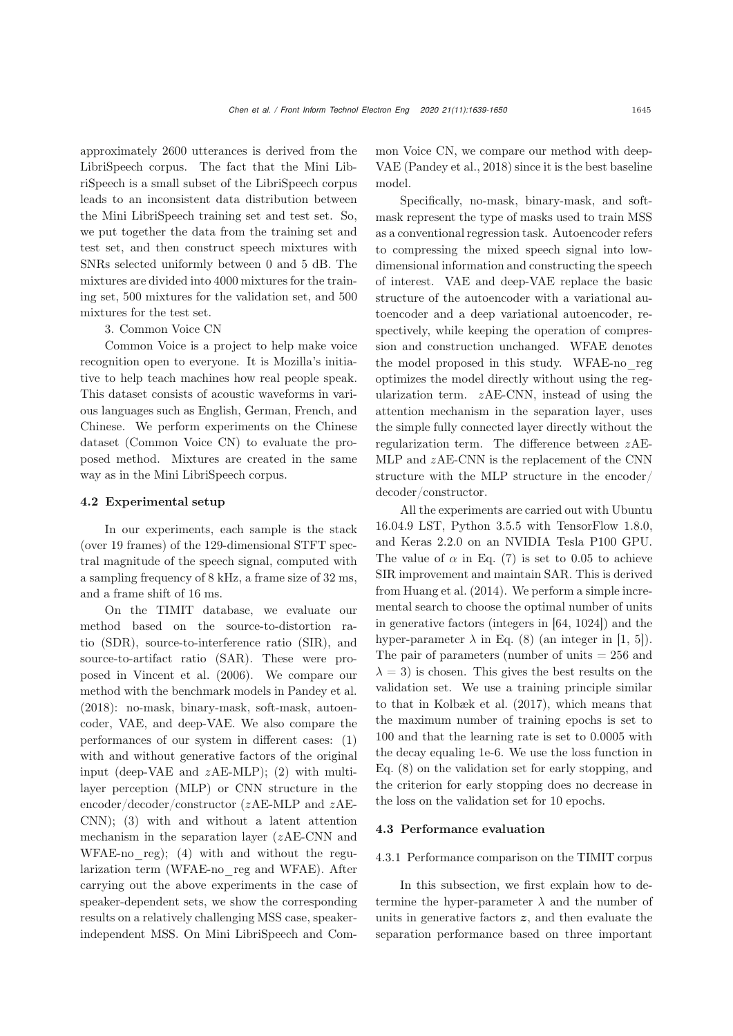approximately 2600 utterances is derived from the LibriSpeech corpus. The fact that the Mini LibriSpeech is a small subset of the LibriSpeech corpus leads to an inconsistent data distribution between the Mini LibriSpeech training set and test set. So, we put together the data from the training set and test set, and then construct speech mixtures with SNRs selected uniformly between 0 and 5 dB. The mixtures are divided into 4000 mixtures for the training set, 500 mixtures for the validation set, and 500 mixtures for the test set.

3. Common Voice CN

Common Voice is a project to help make voice recognition open to everyone. It is Mozilla's initiative to help teach machines how real people speak. This dataset consists of acoustic waveforms in various languages such as English, German, French, and Chinese. We perform experiments on the Chinese dataset (Common Voice CN) to evaluate the proposed method. Mixtures are created in the same way as in the Mini LibriSpeech corpus.

### 4.2 Experimental setup

In our experiments, each sample is the stack (over 19 frames) of the 129-dimensional STFT spectral magnitude of the speech signal, computed with a sampling frequency of 8 kHz, a frame size of 32 ms, and a frame shift of 16 ms.

On the TIMIT database, we evaluate our method based on the source-to-distortion ratio (SDR), source-to-interference ratio (SIR), and source-to-artifact ratio (SAR). These were proposed in Vincent et al. (2006). We compare our method with the benchmark models in Pandey et al. (2018): no-mask, binary-mask, soft-mask, autoencoder, VAE, and deep-VAE. We also compare the performances of our system in different cases: (1) with and without generative factors of the original input (deep-VAE and $z$AE-MLP); (2) with multilayer perception (MLP) or CNN structure in the encoder/decoder/constructor ($z$AE-MLP and $z$AE-CNN); (3) with and without a latent attention mechanism in the separation layer ($z$AE-CNN and WFAE-no_reg); (4) with and without the regularization term (WFAE-no_reg and WFAE). After carrying out the above experiments in the case of speaker-dependent sets, we show the corresponding results on a relatively challenging MSS case, speaker-independent MSS. On Mini LibriSpeech and Common Voice CN, we compare our method with deep-VAE (Pandey et al., 2018) since it is the best baseline model.

Specifically, no-mask, binary-mask, and soft-mask represent the type of masks used to train MSS as a conventional regression task. Autoencoder refers to compressing the mixed speech signal into low-dimensional information and constructing the speech of interest. VAE and deep-VAE replace the basic structure of the autoencoder with a variational autoencoder and a deep variational autoencoder, respectively, while keeping the operation of compression and construction unchanged. WFAE denotes the model proposed in this study. WFAE-no_reg optimizes the model directly without using the regularization term. $z$AE-CNN, instead of using the attention mechanism in the separation layer, uses the simple fully connected layer directly without the regularization term. The difference between $z$AE-MLP and $z$AE-CNN is the replacement of the CNN structure with the MLP structure in the encoder/decoder/constructor.

All the experiments are carried out with Ubuntu 16.04.9 LST, Python 3.5.5 with TensorFlow 1.8.0, and Keras 2.2.0 on an NVIDIA Tesla P100 GPU. The value of $\alpha$ in Eq. (7) is set to 0.05 to achieve SIR improvement and maintain SAR. This is derived from Huang et al. (2014). We perform a simple incremental search to choose the optimal number of units in generative factors (integers in [64, 1024]) and the hyper-parameter $\lambda$ in Eq. (8) (an integer in [1, 5]). The pair of parameters (number of units = 256 and $\lambda = 3$) is chosen. This gives the best results on the validation set. We use a training principle similar to that in Kolbæk et al. (2017), which means that the maximum number of training epochs is set to 100 and that the learning rate is set to 0.0005 with the decay equaling 1e-6. We use the loss function in Eq. (8) on the validation set for early stopping, and the criterion for early stopping does no decrease in the loss on the validation set for 10 epochs.

### 4.3 Performance evaluation

#### 4.3.1 Performance comparison on the TIMIT corpus

In this subsection, we first explain how to determine the hyper-parameter $\lambda$ and the number of units in generative factors $\boldsymbol{z}$, and then evaluate the separation performance based on three important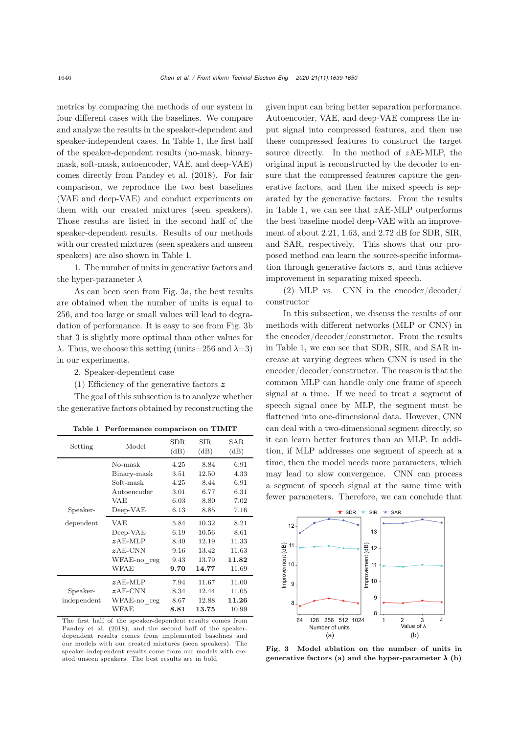metrics by comparing the methods of our system in four different cases with the baselines. We compare and analyze the results in the speaker-dependent and speaker-independent cases. In Table 1, the first half of the speaker-dependent results (no-mask, binary-mask, soft-mask, autoencoder, VAE, and deep-VAE) comes directly from Pandey et al. (2018). For fair comparison, we reproduce the two best baselines (VAE and deep-VAE) and conduct experiments on them with our created mixtures (seen speakers). Those results are listed in the second half of the speaker-dependent results. Results of our methods with our created mixtures (seen speakers and unseen speakers) are also shown in Table 1.

1. The number of units in generative factors and the hyper-parameter $\lambda$

As can been seen from Fig. 3a, the best results are obtained when the number of units is equal to 256, and too large or small values will lead to degradation of performance. It is easy to see from Fig. 3b that 3 is slightly more optimal than other values for $\lambda$. Thus, we choose this setting (units=256 and $\lambda$=3) in our experiments.

2. Speaker-dependent case

(1) Efficiency of the generative factors $\boldsymbol{z}$

The goal of this subsection is to analyze whether the generative factors obtained by reconstructing the given input can bring better separation performance. Autoencoder, VAE, and deep-VAE compress the input signal into compressed features, and then use these compressed features to construct the target source directly. In the method of $z$AE-MLP, the original input is reconstructed by the decoder to ensure that the compressed features capture the generative factors, and then the mixed speech is separated by the generative factors. From the results in Table 1, we can see that $z$AE-MLP outperforms the best baseline model deep-VAE with an improvement of about 2.21, 1.63, and 2.72 dB for SDR, SIR, and SAR, respectively. This shows that our proposed method can learn the source-specific information through generative factors $\boldsymbol{z}$, and thus achieve improvement in separating mixed speech.

**Table 1 Performance comparison on TIMIT**

| Setting | Model | SDR (dB) | SIR (dB) | SAR (dB) |
|---|---|---|---|---|
| Speaker-dependent | No-mask | 4.25 | 8.84 | 6.91 |
| | Binary-mask | 3.51 | 12.50 | 4.33 |
| | Soft-mask | 4.25 | 8.44 | 6.91 |
| | Autoencoder | 3.01 | 6.77 | 6.31 |
| | VAE | 6.03 | 8.80 | 7.02 |
| | Deep-VAE | 6.13 | 8.85 | 7.16 |
| | VAE | 5.84 | 10.32 | 8.21 |
| | Deep-VAE | 6.19 | 10.56 | 8.61 |
| | $\boldsymbol{z}$AE-MLP | 8.40 | 12.19 | 11.33 |
| | $\boldsymbol{z}$AE-CNN | 9.16 | 13.42 | 11.63 |
| | WFAE-no_reg | 9.43 | 13.79 | **11.82** |
| | WFAE | **9.70** | **14.77** | 11.69 |
| Speaker-independent | $\boldsymbol{z}$AE-MLP | 7.94 | 11.67 | 11.00 |
| | $\boldsymbol{z}$AE-CNN | 8.34 | 12.44 | 11.05 |
| | WFAE-no_reg | 8.67 | 12.88 | **11.26** |
| | WFAE | **8.81** | **13.75** | 10.99 |

The first half of the speaker-dependent results comes from Pandey et al. (2018), and the second half of the speaker-dependent results comes from implemented baselines and our models with our created mixtures (seen speakers). The speaker-independent results come from our models with created unseen speakers. The best results are in bold

(2) MLP vs. CNN in the encoder/decoder/constructor

In this subsection, we discuss the results of our methods with different networks (MLP or CNN) in the encoder/decoder/constructor. From the results in Table 1, we can see that SDR, SIR, and SAR increase at varying degrees when CNN is used in the encoder/decoder/constructor. The reason is that the common MLP can handle only one frame of speech signal at a time. If we need to treat a segment of speech signal once by MLP, the segment must be flattened into one-dimensional data. However, CNN can deal with a two-dimensional segment directly, so it can learn better features than an MLP. In addition, if MLP addresses one segment of speech at a time, then the model needs more parameters, which may lead to slow convergence. CNN can process a segment of speech signal at the same time with fewer parameters. Therefore, we can conclude that

**Fig. 3 Model ablation on the number of units in generative factors (a) and the hyper-parameter $\boldsymbol{\lambda}$ (b)**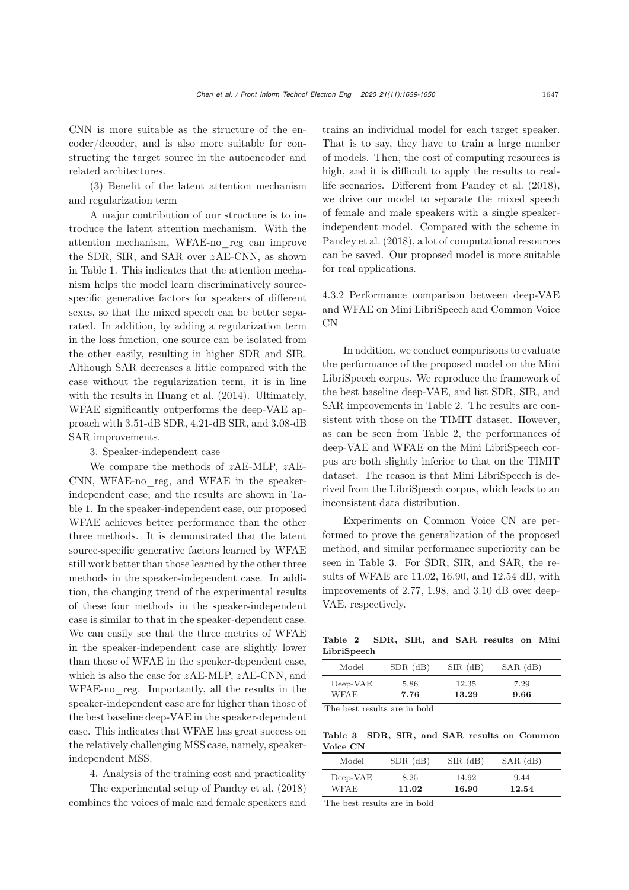CNN is more suitable as the structure of the encoder/decoder, and is also more suitable for constructing the target source in the autoencoder and related architectures.

(3) Benefit of the latent attention mechanism and regularization term

A major contribution of our structure is to introduce the latent attention mechanism. With the attention mechanism, WFAE-no_reg can improve the SDR, SIR, and SAR over $z$AE-CNN, as shown in Table 1. This indicates that the attention mechanism helps the model learn discriminatively source-specific generative factors for speakers of different sexes, so that the mixed speech can be better separated. In addition, by adding a regularization term in the loss function, one source can be isolated from the other easily, resulting in higher SDR and SIR. Although SAR decreases a little compared with the case without the regularization term, it is in line with the results in Huang et al. (2014). Ultimately, WFAE significantly outperforms the deep-VAE approach with 3.51-dB SDR, 4.21-dB SIR, and 3.08-dB SAR improvements.

3. Speaker-independent case

We compare the methods of $z$AE-MLP, $z$AE-CNN, WFAE-no_reg, and WFAE in the speaker-independent case, and the results are shown in Table 1. In the speaker-independent case, our proposed WFAE achieves better performance than the other three methods. It is demonstrated that the latent source-specific generative factors learned by WFAE still work better than those learned by the other three methods in the speaker-independent case. In addition, the changing trend of the experimental results of these four methods in the speaker-independent case is similar to that in the speaker-dependent case. We can easily see that the three metrics of WFAE in the speaker-independent case are slightly lower than those of WFAE in the speaker-dependent case, which is also the case for $z$AE-MLP, $z$AE-CNN, and WFAE-no_reg. Importantly, all the results in the speaker-independent case are far higher than those of the best baseline deep-VAE in the speaker-dependent case. This indicates that WFAE has great success on the relatively challenging MSS case, namely, speaker-independent MSS.

4. Analysis of the training cost and practicality

The experimental setup of Pandey et al. (2018) combines the voices of male and female speakers and trains an individual model for each target speaker. That is to say, they have to train a large number of models. Then, the cost of computing resources is high, and it is difficult to apply the results to real-life scenarios. Different from Pandey et al. (2018), we drive our model to separate the mixed speech of female and male speakers with a single speaker-independent model. Compared with the scheme in Pandey et al. (2018), a lot of computational resources can be saved. Our proposed model is more suitable for real applications.

#### 4.3.2 Performance comparison between deep-VAE and WFAE on Mini LibriSpeech and Common Voice CN

In addition, we conduct comparisons to evaluate the performance of the proposed model on the Mini LibriSpeech corpus. We reproduce the framework of the best baseline deep-VAE, and list SDR, SIR, and SAR improvements in Table 2. The results are consistent with those on the TIMIT dataset. However, as can be seen from Table 2, the performances of deep-VAE and WFAE on the Mini LibriSpeech corpus are both slightly inferior to that on the TIMIT dataset. The reason is that Mini LibriSpeech is derived from the LibriSpeech corpus, which leads to an inconsistent data distribution.

Experiments on Common Voice CN are performed to prove the generalization of the proposed method, and similar performance superiority can be seen in Table 3. For SDR, SIR, and SAR, the results of WFAE are 11.02, 16.90, and 12.54 dB, with improvements of 2.77, 1.98, and 3.10 dB over deep-VAE, respectively.

**Table 2 SDR, SIR, and SAR results on Mini LibriSpeech**

| Model | SDR (dB) | SIR (dB) | SAR (dB) |
|---|---|---|---|
| Deep-VAE | 5.86 | 12.35 | 7.29 |
| WFAE | **7.76** | **13.29** | **9.66** |

The best results are in bold

**Table 3 SDR, SIR, and SAR results on Common Voice CN**

| Model | SDR (dB) | SIR (dB) | SAR (dB) |
|---|---|---|---|
| Deep-VAE | 8.25 | 14.92 | 9.44 |
| WFAE | **11.02** | **16.90** | **12.54** |

The best results are in bold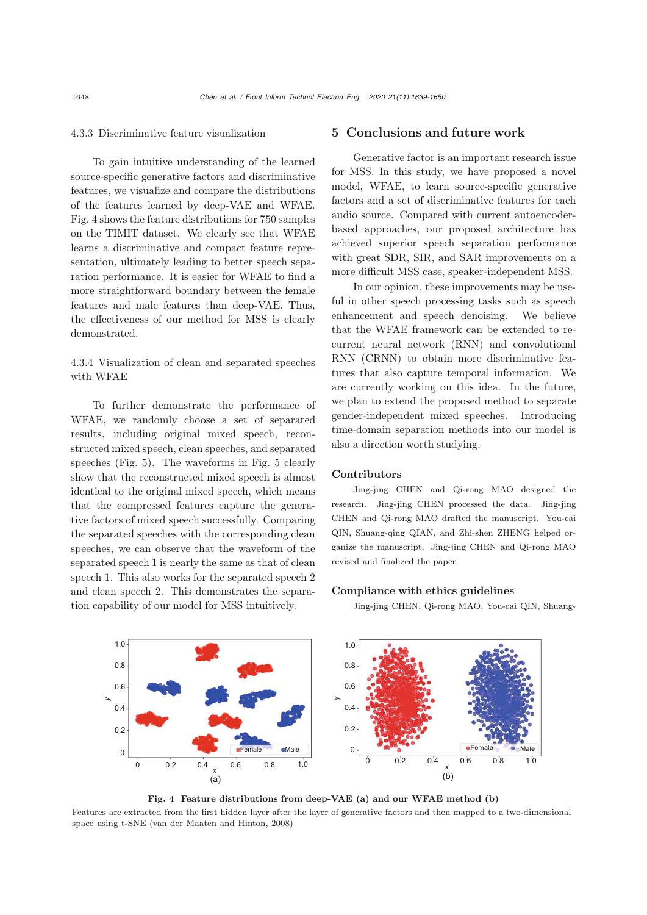#### 4.3.3 Discriminative feature visualization

To gain intuitive understanding of the learned source-specific generative factors and discriminative features, we visualize and compare the distributions of the features learned by deep-VAE and WFAE. Fig. 4 shows the feature distributions for 750 samples on the TIMIT dataset. We clearly see that WFAE learns a discriminative and compact feature representation, ultimately leading to better speech separation performance. It is easier for WFAE to find a more straightforward boundary between the female features and male features than deep-VAE. Thus, the effectiveness of our method for MSS is clearly demonstrated.

#### 4.3.4 Visualization of clean and separated speeches with WFAE

To further demonstrate the performance of WFAE, we randomly choose a set of separated results, including original mixed speech, reconstructed mixed speech, clean speeches, and separated speeches (Fig. 5). The waveforms in Fig. 5 clearly show that the reconstructed mixed speech is almost identical to the original mixed speech, which means that the compressed features capture the generative factors of mixed speech successfully. Comparing the separated speeches with the corresponding clean speeches, we can observe that the waveform of the separated speech 1 is nearly the same as that of clean speech 1. This also works for the separated speech 2 and clean speech 2. This demonstrates the separation capability of our model for MSS intuitively.

**Fig. 4 Feature distributions from deep-VAE (a) and our WFAE method (b)**

Features are extracted from the first hidden layer after the layer of generative factors and then mapped to a two-dimensional space using t-SNE (van der Maaten and Hinton, 2008)

## 5 Conclusions and future work

Generative factor is an important research issue for MSS. In this study, we have proposed a novel model, WFAE, to learn source-specific generative factors and a set of discriminative features for each audio source. Compared with current autoencoder-based approaches, our proposed architecture has achieved superior speech separation performance with great SDR, SIR, and SAR improvements on a more difficult MSS case, speaker-independent MSS.

In our opinion, these improvements may be useful in other speech processing tasks such as speech enhancement and speech denoising. We believe that the WFAE framework can be extended to recurrent neural network (RNN) and convolutional RNN (CRNN) to obtain more discriminative features that also capture temporal information. We are currently working on this idea. In the future, we plan to extend the proposed method to separate gender-independent mixed speeches. Introducing time-domain separation methods into our model is also a direction worth studying.

### Contributors

Jing-jing CHEN and Qi-rong MAO designed the research. Jing-jing CHEN processed the data. Jing-jing CHEN and Qi-rong MAO drafted the manuscript. You-cai QIN, Shuang-qing QIAN, and Zhi-shen ZHENG helped organize the manuscript. Jing-jing CHEN and Qi-rong MAO revised and finalized the paper.

### Compliance with ethics guidelines

Jing-jing CHEN, Qi-rong MAO, You-cai QIN, Shuang-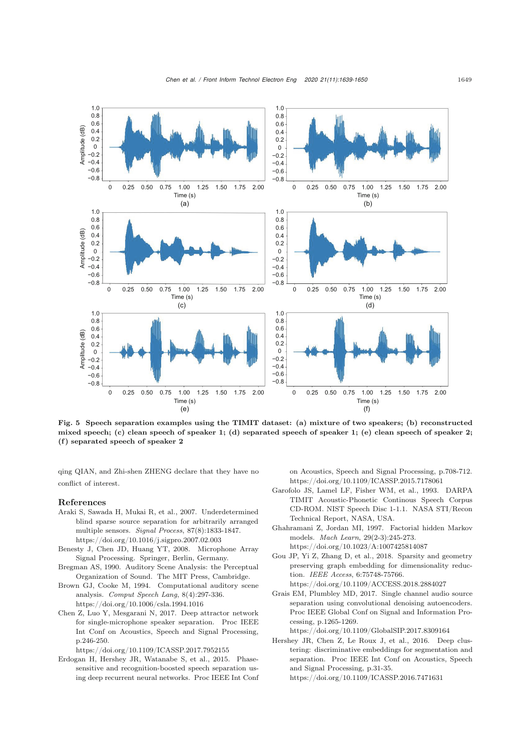**Fig. 5 Speech separation examples using the TIMIT dataset: (a) mixture of two speakers; (b) reconstructed mixed speech; (c) clean speech of speaker 1; (d) separated speech of speaker 1; (e) clean speech of speaker 2; (f) separated speech of speaker 2**

qing QIAN, and Zhi-shen ZHENG declare that they have no conflict of interest.

## References

Araki S, Sawada H, Mukai R, et al., 2007. Underdetermined blind sparse source separation for arbitrarily arranged multiple sensors. *Signal Process*, 87(8):1833-1847. https://doi.org/10.1016/j.sigpro.2007.02.003

Benesty J, Chen JD, Huang YT, 2008. Microphone Array Signal Processing. Springer, Berlin, Germany.

Bregman AS, 1990. Auditory Scene Analysis: the Perceptual Organization of Sound. The MIT Press, Cambridge.

Brown GJ, Cooke M, 1994. Computational auditory scene analysis. *Comput Speech Lang*, 8(4):297-336. https://doi.org/10.1006/csla.1994.1016

Chen Z, Luo Y, Mesgarani N, 2017. Deep attractor network for single-microphone speaker separation. Proc IEEE Int Conf on Acoustics, Speech and Signal Processing, p.246-250. https://doi.org/10.1109/ICASSP.2017.7952155

Erdogan H, Hershey JR, Watanabe S, et al., 2015. Phase-sensitive and recognition-boosted speech separation using deep recurrent neural networks. Proc IEEE Int Conf on Acoustics, Speech and Signal Processing, p.708-712. https://doi.org/10.1109/ICASSP.2015.7178061

Garofolo JS, Lamel LF, Fisher WM, et al., 1993. DARPA TIMIT Acoustic-Phonetic Continous Speech Corpus CD-ROM. NIST Speech Disc 1-1.1. NASA STI/Recon Technical Report, NASA, USA.

Ghahramani Z, Jordan MI, 1997. Factorial hidden Markov models. *Mach Learn*, 29(2-3):245-273. https://doi.org/10.1023/A:1007425814087

Gou JP, Yi Z, Zhang D, et al., 2018. Sparsity and geometry preserving graph embedding for dimensionality reduction. *IEEE Access*, 6:75748-75766. https://doi.org/10.1109/ACCESS.2018.2884027

Grais EM, Plumbley MD, 2017. Single channel audio source separation using convolutional denoising autoencoders. Proc IEEE Global Conf on Signal and Information Processing, p.1265-1269. https://doi.org/10.1109/GlobalSIP.2017.8309164

Hershey JR, Chen Z, Le Roux J, et al., 2016. Deep clustering: discriminative embeddings for segmentation and separation. Proc IEEE Int Conf on Acoustics, Speech and Signal Processing, p.31-35. https://doi.org/10.1109/ICASSP.2016.7471631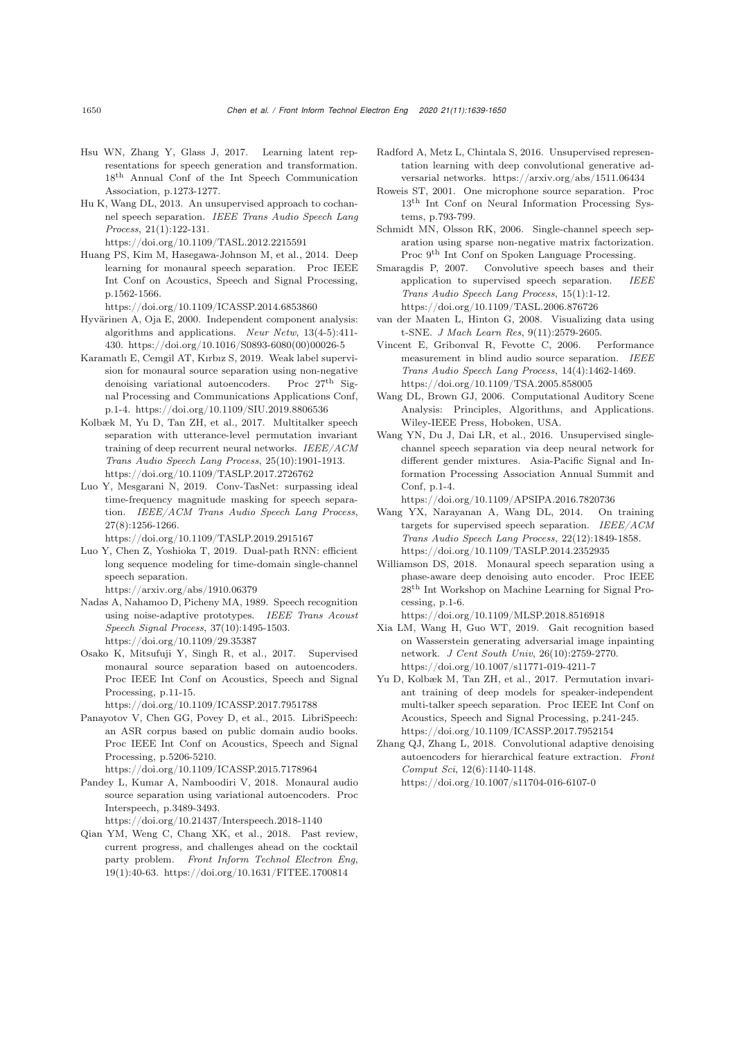Hsu WN, Zhang Y, Glass J, 2017. Learning latent representations for speech generation and transformation. 18th Annual Conf of the Int Speech Communication Association, p.1273-1277.

Hu K, Wang DL, 2013. An unsupervised approach to cochannel speech separation. *IEEE Trans Audio Speech Lang Process*, 21(1):122-131. https://doi.org/10.1109/TASL.2012.2215591

Huang PS, Kim M, Hasegawa-Johnson M, et al., 2014. Deep learning for monaural speech separation. Proc IEEE Int Conf on Acoustics, Speech and Signal Processing, p.1562-1566. https://doi.org/10.1109/ICASSP.2014.6853860

Hyvärinen A, Oja E, 2000. Independent component analysis: algorithms and applications. *Neur Netw*, 13(4-5):411-430. https://doi.org/10.1016/S0893-6080(00)00026-5

Karamatlı E, Cemgil AT, Kırbız S, 2019. Weak label supervision for monaural source separation using non-negative denoising variational autoencoders. Proc 27th Signal Processing and Communications Applications Conf, p.1-4. https://doi.org/10.1109/SIU.2019.8806536

Kolbæk M, Yu D, Tan ZH, et al., 2017. Multitalker speech separation with utterance-level permutation invariant training of deep recurrent neural networks. *IEEE/ACM Trans Audio Speech Lang Process*, 25(10):1901-1913. https://doi.org/10.1109/TASLP.2017.2726762

Luo Y, Mesgarani N, 2019. Conv-TasNet: surpassing ideal time-frequency magnitude masking for speech separation. *IEEE/ACM Trans Audio Speech Lang Process*, 27(8):1256-1266. https://doi.org/10.1109/TASLP.2019.2915167

Luo Y, Chen Z, Yoshioka T, 2019. Dual-path RNN: efficient long sequence modeling for time-domain single-channel speech separation. https://arxiv.org/abs/1910.06379

Nadas A, Nahamoo D, Picheny MA, 1989. Speech recognition using noise-adaptive prototypes. *IEEE Trans Acoust Speech Signal Process*, 37(10):1495-1503. https://doi.org/10.1109/29.35387

Osako K, Mitsufuji Y, Singh R, et al., 2017. Supervised monaural source separation based on autoencoders. Proc IEEE Int Conf on Acoustics, Speech and Signal Processing, p.11-15. https://doi.org/10.1109/ICASSP.2017.7951788

Panayotov V, Chen GG, Povey D, et al., 2015. LibriSpeech: an ASR corpus based on public domain audio books. Proc IEEE Int Conf on Acoustics, Speech and Signal Processing, p.5206-5210. https://doi.org/10.1109/ICASSP.2015.7178964

Pandey L, Kumar A, Namboodiri V, 2018. Monaural audio source separation using variational autoencoders. Proc Interspeech, p.3489-3493. https://doi.org/10.21437/Interspeech.2018-1140

Qian YM, Weng C, Chang XK, et al., 2018. Past review, current progress, and challenges ahead on the cocktail party problem. *Front Inform Technol Electron Eng*, 19(1):40-63. https://doi.org/10.1631/FITEE.1700814

Radford A, Metz L, Chintala S, 2016. Unsupervised representation learning with deep convolutional generative adversarial networks. https://arxiv.org/abs/1511.06434

Roweis ST, 2001. One microphone source separation. Proc 13th Int Conf on Neural Information Processing Systems, p.793-799.

Schmidt MN, Olsson RK, 2006. Single-channel speech separation using sparse non-negative matrix factorization. Proc 9th Int Conf on Spoken Language Processing.

Smaragdis P, 2007. Convolutive speech bases and their application to supervised speech separation. *IEEE Trans Audio Speech Lang Process*, 15(1):1-12. https://doi.org/10.1109/TASL.2006.876726

van der Maaten L, Hinton G, 2008. Visualizing data using t-SNE. *J Mach Learn Res*, 9(11):2579-2605.

Vincent E, Gribonval R, Fevotte C, 2006. Performance measurement in blind audio source separation. *IEEE Trans Audio Speech Lang Process*, 14(4):1462-1469. https://doi.org/10.1109/TSA.2005.858005

Wang DL, Brown GJ, 2006. Computational Auditory Scene Analysis: Principles, Algorithms, and Applications. Wiley-IEEE Press, Hoboken, USA.

Wang YN, Du J, Dai LR, et al., 2016. Unsupervised single-channel speech separation via deep neural network for different gender mixtures. Asia-Pacific Signal and Information Processing Association Annual Summit and Conf, p.1-4. https://doi.org/10.1109/APSIPA.2016.7820736

Wang YX, Narayanan A, Wang DL, 2014. On training targets for supervised speech separation. *IEEE/ACM Trans Audio Speech Lang Process*, 22(12):1849-1858. https://doi.org/10.1109/TASLP.2014.2352935

Williamson DS, 2018. Monaural speech separation using a phase-aware deep denoising auto encoder. Proc IEEE 28th Int Workshop on Machine Learning for Signal Processing, p.1-6. https://doi.org/10.1109/MLSP.2018.8516918

Xia LM, Wang H, Guo WT, 2019. Gait recognition based on Wasserstein generating adversarial image inpainting network. *J Cent South Univ*, 26(10):2759-2770. https://doi.org/10.1007/s11771-019-4211-7

Yu D, Kolbæk M, Tan ZH, et al., 2017. Permutation invariant training of deep models for speaker-independent multi-talker speech separation. Proc IEEE Int Conf on Acoustics, Speech and Signal Processing, p.241-245. https://doi.org/10.1109/ICASSP.2017.7952154

Zhang QJ, Zhang L, 2018. Convolutional adaptive denoising autoencoders for hierarchical feature extraction. *Front Comput Sci*, 12(6):1140-1148. https://doi.org/10.1007/s11704-016-6107-0